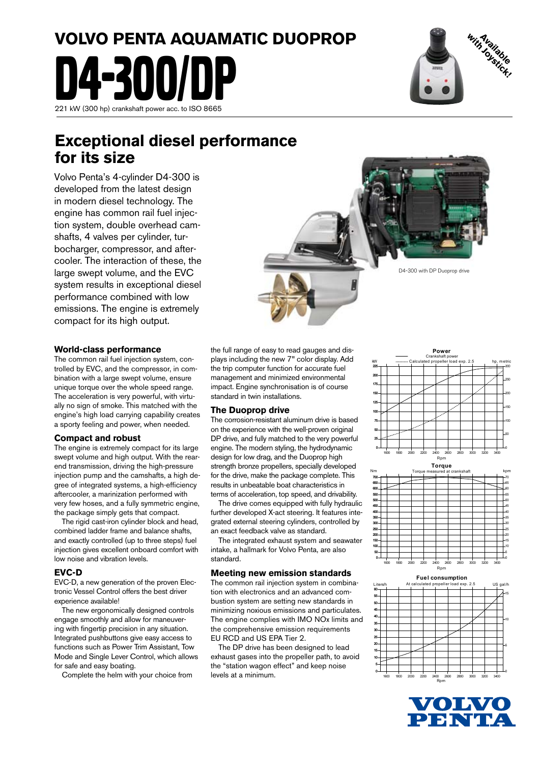# VOLVO PENTA AQUAMATIC DUOPROP

# D4-300/DP

221 kW (300 hp) crankshaft power acc. to ISO 8665

Available with Joystick!

## Exceptional diesel performance for its size

Volvo Penta's 4-cylinder D4-300 is developed from the latest design in modern diesel technology. The engine has common rail fuel injection system, double overhead camshafts, 4 valves per cylinder, turbocharger, compressor, and aftercooler. The interaction of these, the large swept volume, and the EVC system results in exceptional diesel performance combined with low emissions. The engine is extremely compact for its high output.

D4-300 with DP Duoprop drive

### World-class performance

The common rail fuel injection system, controlled by EVC, and the compressor, in combination with a large swept volume, ensure unique torque over the whole speed range. The acceleration is very powerful, with virtually no sign of smoke. This matched with the engine's high load carrying capability creates a sporty feeling and power, when needed.

### Compact and robust

The engine is extremely compact for its large swept volume and high output. With the rear-end transmission, driving the high-pressure injection pump and the camshafts, a high degree of integrated systems, a high-efficiency aftercooler, a marinization performed with very few hoses, and a fully symmetric engine, the package simply gets that compact.

The rigid cast-iron cylinder block and head, combined ladder frame and balance shafts, and exactly controlled (up to three steps) fuel injection gives excellent onboard comfort with low noise and vibration levels.

### EVC-D

EVC-D, a new generation of the proven Electronic Vessel Control offers the best driver experience available!

The new ergonomically designed controls engage smoothly and allow for maneuvering with fingertip precision in any situation. Integrated pushbuttons give easy access to functions such as Power Trim Assistant, Tow Mode and Single Lever Control, which allows for safe and easy boating.

Complete the helm with your choice from the full range of easy to read gauges and displays including the new 7" color display. Add the trip computer function for accurate fuel management and minimized environmental impact. Engine synchronisation is of course standard in twin installations.

### The Duoprop drive

The corrosion-resistant aluminum drive is based on the experience with the well-proven original DP drive, and fully matched to the very powerful engine. The modern styling, the hydrodynamic design for low drag, and the Duoprop high strength bronze propellers, specially developed for the drive, make the package complete. This results in unbeatable boat characteristics in terms of acceleration, top speed, and drivability.

The drive comes equipped with fully hydraulic further developed X-act steering. It features integrated external steering cylinders, controlled by an exact feedback valve as standard.

The integrated exhaust system and seawater intake, a hallmark for Volvo Penta, are also standard.

### Meeting new emission standards

The common rail injection system in combination with electronics and an advanced combustion system are setting new standards in minimizing noxious emissions and particulates. The engine complies with IMO NOx limits and the comprehensive emission requirements EU RCD and US EPA Tier 2.

The DP drive has been designed to lead exhaust gases into the propeller path, to avoid the "station wagon effect" and keep noise levels at a minimum.

**Power**
Crankshaft power
Calculated propeller load exp. 2.5
(kW / hp, metric vs Rpm)

**Torque**
Torque measured at crankshaft
(Nm / kpm vs Rpm)

**Fuel consumption**
At calculated propeller load exp. 2.5
(Liters/h / US gal/h vs Rpm)

VOLVO PENTA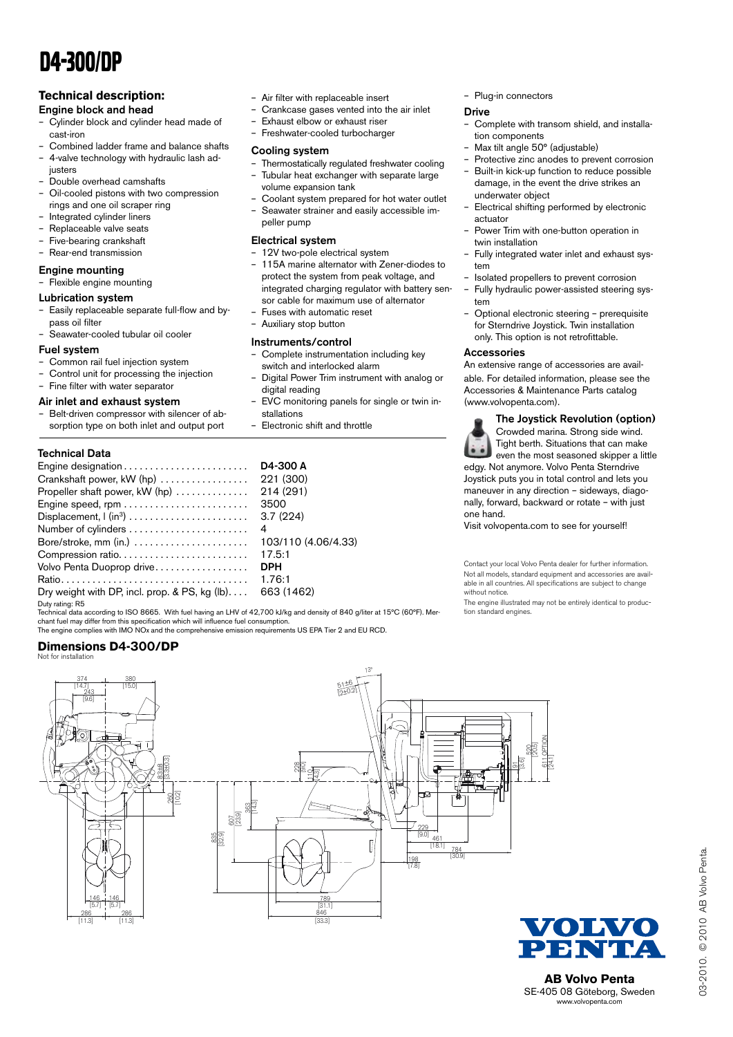# D4-300/DP

## Technical description:

### Engine block and head

- Cylinder block and cylinder head made of cast-iron
- Combined ladder frame and balance shafts
- 4-valve technology with hydraulic lash adjusters
- Double overhead camshafts
- Oil-cooled pistons with two compression rings and one oil scraper ring
- Integrated cylinder liners
- Replaceable valve seats
- Five-bearing crankshaft
- Rear-end transmission

### Engine mounting

- Flexible engine mounting

### Lubrication system

- Easily replaceable separate full-flow and by-pass oil filter
- Seawater-cooled tubular oil cooler

### Fuel system

- Common rail fuel injection system
- Control unit for processing the injection
- Fine filter with water separator

### Air inlet and exhaust system

- Belt-driven compressor with silencer of absorption type on both inlet and output port
- Air filter with replaceable insert
- Crankcase gases vented into the air inlet
- Exhaust elbow or exhaust riser
- Freshwater-cooled turbocharger

### Cooling system

- Thermostatically regulated freshwater cooling
- Tubular heat exchanger with separate large volume expansion tank
- Coolant system prepared for hot water outlet
- Seawater strainer and easily accessible impeller pump

### Electrical system

- 12V two-pole electrical system
- 115A marine alternator with Zener-diodes to protect the system from peak voltage, and integrated charging regulator with battery sensor cable for maximum use of alternator
- Fuses with automatic reset
- Auxiliary stop button

### Instruments/control

- Complete instrumentation including key switch and interlocked alarm
- Digital Power Trim instrument with analog or digital reading
- EVC monitoring panels for single or twin installations
- Electronic shift and throttle
- Plug-in connectors

### Drive

- Complete with transom shield, and installation components
- Max tilt angle 50° (adjustable)
- Protective zinc anodes to prevent corrosion
- Built-in kick-up function to reduce possible damage, in the event the drive strikes an underwater object
- Electrical shifting performed by electronic actuator
- Power Trim with one-button operation in twin installation
- Fully integrated water inlet and exhaust system
- Isolated propellers to prevent corrosion
- Fully hydraulic power-assisted steering system
- Optional electronic steering – prerequisite for Sterndrive Joystick. Twin installation only. This option is not retrofittable.

### Accessories

An extensive range of accessories are available. For detailed information, please see the Accessories & Maintenance Parts catalog (www.volvopenta.com).

### The Joystick Revolution (option)

Crowded marina. Strong side wind. Tight berth. Situations that can make even the most seasoned skipper a little edgy. Not anymore. Volvo Penta Sterndrive Joystick puts you in total control and lets you maneuver in any direction – sideways, diagonally, forward, backward or rotate – with just one hand.

Visit volvopenta.com to see for yourself!

## Technical Data

| | |
|---|---|
| Engine designation | **D4-300 A** |
| Crankshaft power, kW (hp) | 221 (300) |
| Propeller shaft power, kW (hp) | 214 (291) |
| Engine speed, rpm | 3500 |
| Displacement, l (in³) | 3.7 (224) |
| Number of cylinders | 4 |
| Bore/stroke, mm (in.) | 103/110 (4.06/4.33) |
| Compression ratio | 17.5:1 |
| Volvo Penta Duoprop drive | **DPH** |
| Ratio | 1.76:1 |
| Dry weight with DP, incl. prop. & PS, kg (lb) | 663 (1462) |

Duty rating: R5

Technical data according to ISO 8665. With fuel having an LHV of 42,700 kJ/kg and density of 840 g/liter at 15°C (60°F). Merchant fuel may differ from this specification which will influence fuel consumption.

The engine complies with IMO NOx and the comprehensive emission requirements US EPA Tier 2 and EU RCD.

Contact your local Volvo Penta dealer for further information. Not all models, standard equipment and accessories are available in all countries. All specifications are subject to change without notice.

The engine illustrated may not be entirely identical to production standard engines.

## Dimensions D4-300/DP

Not for installation

374 [14.7]
380 [15.0]
243 [9.6]
83±8 [3.3±0.3]
260 [10.2]
146 [5.7]
146 [5.7]
286 [11.3]
286 [11.3]
13°
51±6 [2±0.2]
228 [9.0]
110 [4.3]
835 [32.9]
607 [23.9]
363 [14.3]
229 [9.0]
461 [18.1]
784 [30.9]
198 [7.8]
789 [31.1]
846 [33.3]
91 [3.6]
520 [20.5]
611 OPTION [24.1]

**AB Volvo Penta**
SE-405 08 Göteborg, Sweden
www.volvopenta.com

03-2010. © 2010 AB Volvo Penta.